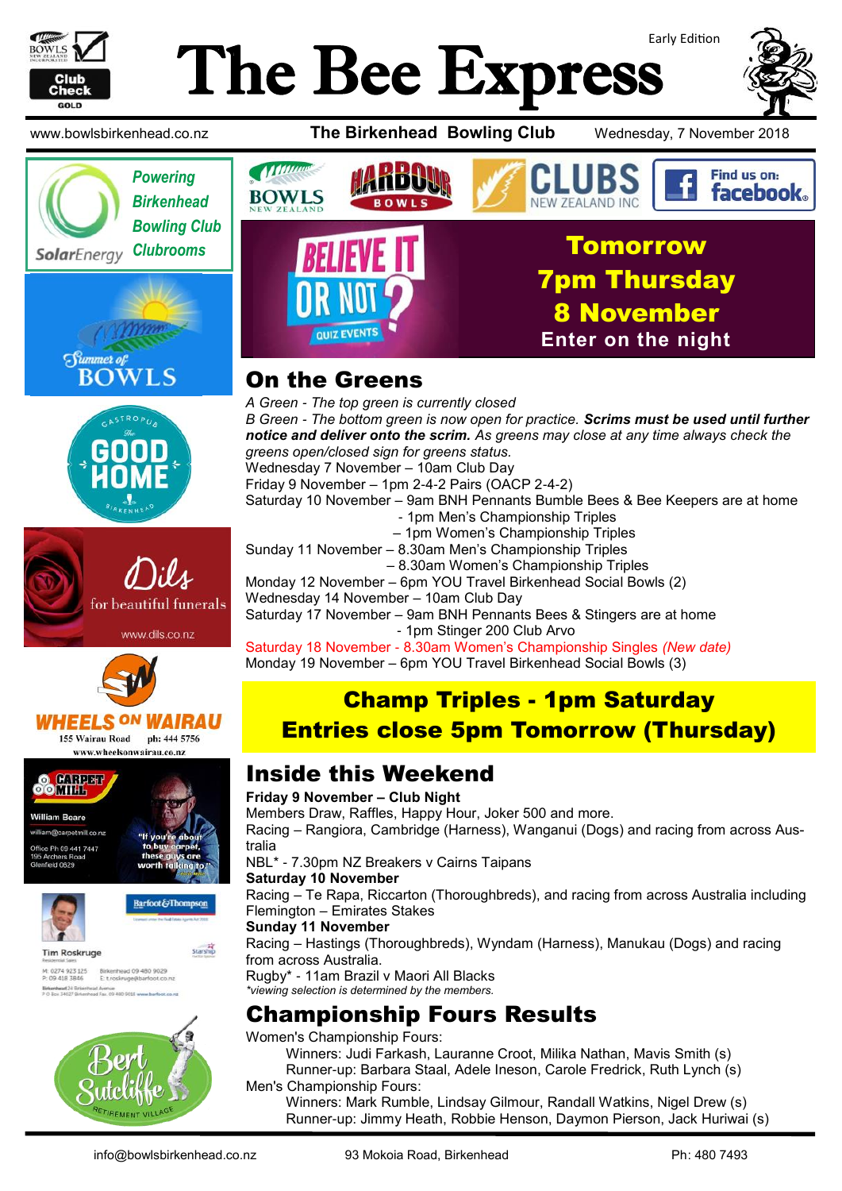# The Bee Express

Early Edition

www.bowlsbirkenhead.co.nz — **The Birkenhead Bowling Club** — Wednesday, 7 November 2018

Powering Birkenhead Bowling Club Clubrooms — SolarEnergy

**Tomorrow**
**7pm Thursday**
**8 November**
**Enter on the night**

## On the Greens

*A Green - The top green is currently closed*

*B Green - The bottom green is now open for practice.* ***Scrims must be used until further notice and deliver onto the scrim.*** *As greens may close at any time always check the greens open/closed sign for greens status.*

Wednesday 7 November – 10am Club Day
Friday 9 November – 1pm 2-4-2 Pairs (OACP 2-4-2)
Saturday 10 November – 9am BNH Pennants Bumble Bees & Bee Keepers are at home
- 1pm Men's Championship Triples
– 1pm Women's Championship Triples

Sunday 11 November – 8.30am Men's Championship Triples
– 8.30am Women's Championship Triples

Monday 12 November – 6pm YOU Travel Birkenhead Social Bowls (2)
Wednesday 14 November – 10am Club Day
Saturday 17 November – 9am BNH Pennants Bees & Stingers are at home
- 1pm Stinger 200 Club Arvo

Saturday 18 November - 8.30am Women's Championship Singles *(New date)*
Monday 19 November – 6pm YOU Travel Birkenhead Social Bowls (3)

**Champ Triples - 1pm Saturday**
**Entries close 5pm Tomorrow (Thursday)**

## Inside this Weekend

**Friday 9 November – Club Night**
Members Draw, Raffles, Happy Hour, Joker 500 and more.
Racing – Rangiora, Cambridge (Harness), Wanganui (Dogs) and racing from across Australia
NBL* - 7.30pm NZ Breakers v Cairns Taipans

**Saturday 10 November**
Racing – Te Rapa, Riccarton (Thoroughbreds), and racing from across Australia including Flemington – Emirates Stakes

**Sunday 11 November**
Racing – Hastings (Thoroughbreds), Wyndam (Harness), Manukau (Dogs) and racing from across Australia.
Rugby* - 11am Brazil v Maori All Blacks

*\*viewing selection is determined by the members.*

## Championship Fours Results

Women's Championship Fours:
- Winners: Judi Farkash, Lauranne Croot, Milika Nathan, Mavis Smith (s)
- Runner-up: Barbara Staal, Adele Ineson, Carole Fredrick, Ruth Lynch (s)

Men's Championship Fours:
- Winners: Mark Rumble, Lindsay Gilmour, Randall Watkins, Nigel Drew (s)
- Runner-up: Jimmy Heath, Robbie Henson, Daymon Pierson, Jack Huriwai (s)

info@bowlsbirkenhead.co.nz — 93 Mokoia Road, Birkenhead — Ph: 480 7493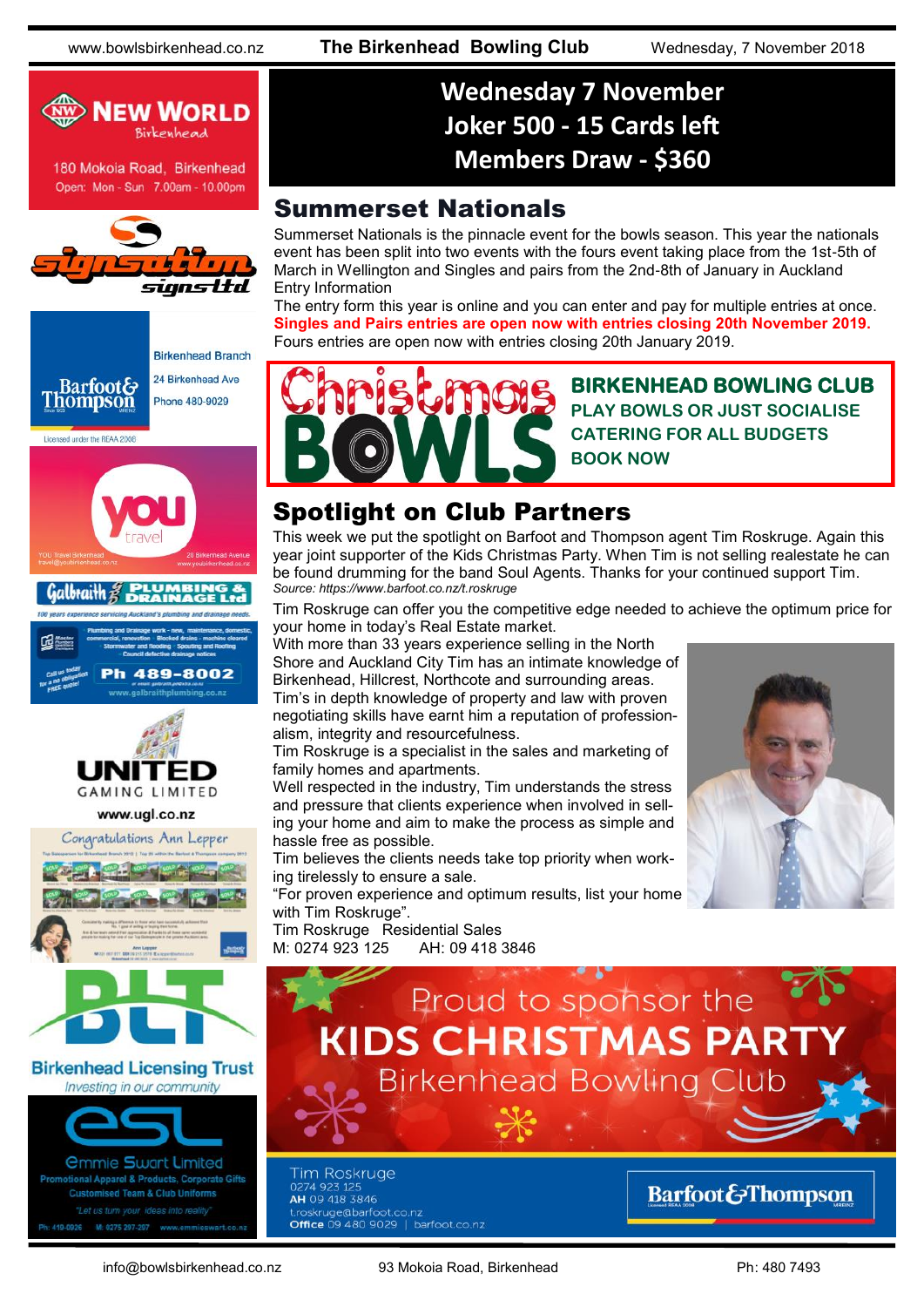# Wednesday 7 November
# Joker 500 - 15 Cards left
# Members Draw - $360

## Summerset Nationals

Summerset Nationals is the pinnacle event for the bowls season. This year the nationals event has been split into two events with the fours event taking place from the 1st-5th of March in Wellington and Singles and pairs from the 2nd-8th of January in Auckland

Entry Information

The entry form this year is online and you can enter and pay for multiple entries at once. **Singles and Pairs entries are open now with entries closing 20th November 2019.** Fours entries are open now with entries closing 20th January 2019.

**Christmas BOWLS**

**BIRKENHEAD BOWLING CLUB**
**PLAY BOWLS OR JUST SOCIALISE**
**CATERING FOR ALL BUDGETS**
**BOOK NOW**

## Spotlight on Club Partners

This week we put the spotlight on Barfoot and Thompson agent Tim Roskruge. Again this year joint supporter of the Kids Christmas Party. When Tim is not selling realestate he can be found drumming for the band Soul Agents. Thanks for your continued support Tim.

*Source: https://www.barfoot.co.nz/t.roskruge*

Tim Roskruge can offer you the competitive edge needed to achieve the optimum price for your home in today's Real Estate market.

With more than 33 years experience selling in the North Shore and Auckland City Tim has an intimate knowledge of Birkenhead, Hillcrest, Northcote and surrounding areas.

Tim's in depth knowledge of property and law with proven negotiating skills have earnt him a reputation of professionalism, integrity and resourcefulness.

Tim Roskruge is a specialist in the sales and marketing of family homes and apartments.

Well respected in the industry, Tim understands the stress and pressure that clients experience when involved in selling your home and aim to make the process as simple and hassle free as possible.

Tim believes the clients needs take top priority when working tirelessly to ensure a sale.

"For proven experience and optimum results, list your home with Tim Roskruge".

Tim Roskruge Residential Sales
M: 0274 923 125 AH: 09 418 3846

Proud to sponsor the
**KIDS CHRISTMAS PARTY**
Birkenhead Bowling Club

Tim Roskruge
0274 923 125
AH 09 418 3846
t.roskruge@barfoot.co.nz
Office 09 480 9029 | barfoot.co.nz

Barfoot & Thompson

---

**NEW WORLD** Birkenhead
180 Mokoia Road, Birkenhead
Open: Mon - Sun 7.00am - 10.00pm

signsation signs ltd

Barfoot & Thompson
Birkenhead Branch
24 Birkenhead Ave
Phone 480-9029
Licensed under the REAA 2008

you travel
YOU Travel Birkenhead
travel@youbirkenhead.co.nz
20 Birkenhead Avenue
www.youbirkenhead.co.nz

Galbraith PLUMBING & DRAINAGE Ltd
100 years experience servicing Auckland's plumbing and drainage needs.
Plumbing and Drainage work - new, maintenance, domestic, commercial, renovation · Blocked drains - machine cleared · Stormwater and flooding · Spouting and Roofing · Council defective drainage notices
Call us today for a no obligation FREE quote!
Ph 489-8002
www.galbraithplumbing.co.nz

UNITED GAMING LIMITED
www.ugl.co.nz

Congratulations Ann Lepper

BLT
Birkenhead Licensing Trust
Investing in our community

esl
Emmie Swart Limited
Promotional Apparel & Products, Corporate Gifts
Customised Team & Club Uniforms
"Let us turn your ideas into reality"
Ph: 410-0026 M: 0275 297-207 www.emmieswart.co.nz